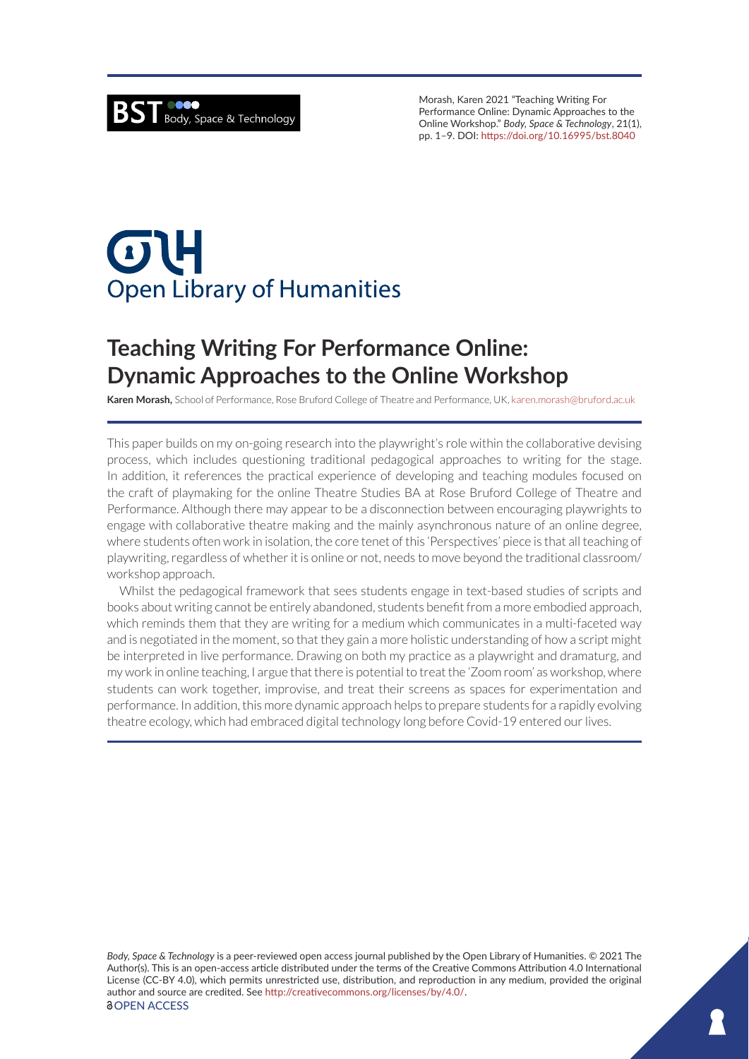Morash, Karen 2021 "Teaching Writing For Performance Online: Dynamic Approaches to the Online Workshop." *Body, Space & Technology*, 21(1), pp. 1–9. DOI: https://doi.org/10.16995/bst.8040

# Teaching Writing For Performance Online: Dynamic Approaches to the Online Workshop

**Karen Morash,** School of Performance, Rose Bruford College of Theatre and Performance, UK, karen.morash@bruford.ac.uk

This paper builds on my on-going research into the playwright's role within the collaborative devising process, which includes questioning traditional pedagogical approaches to writing for the stage. In addition, it references the practical experience of developing and teaching modules focused on the craft of playmaking for the online Theatre Studies BA at Rose Bruford College of Theatre and Performance. Although there may appear to be a disconnection between encouraging playwrights to engage with collaborative theatre making and the mainly asynchronous nature of an online degree, where students often work in isolation, the core tenet of this 'Perspectives' piece is that all teaching of playwriting, regardless of whether it is online or not, needs to move beyond the traditional classroom/workshop approach.

Whilst the pedagogical framework that sees students engage in text-based studies of scripts and books about writing cannot be entirely abandoned, students benefit from a more embodied approach, which reminds them that they are writing for a medium which communicates in a multi-faceted way and is negotiated in the moment, so that they gain a more holistic understanding of how a script might be interpreted in live performance. Drawing on both my practice as a playwright and dramaturg, and my work in online teaching, I argue that there is potential to treat the 'Zoom room' as workshop, where students can work together, improvise, and treat their screens as spaces for experimentation and performance. In addition, this more dynamic approach helps to prepare students for a rapidly evolving theatre ecology, which had embraced digital technology long before Covid-19 entered our lives.

*Body, Space & Technology* is a peer-reviewed open access journal published by the Open Library of Humanities. © 2021 The Author(s). This is an open-access article distributed under the terms of the Creative Commons Attribution 4.0 International License (CC-BY 4.0), which permits unrestricted use, distribution, and reproduction in any medium, provided the original author and source are credited. See http://creativecommons.org/licenses/by/4.0/.

OPEN ACCESS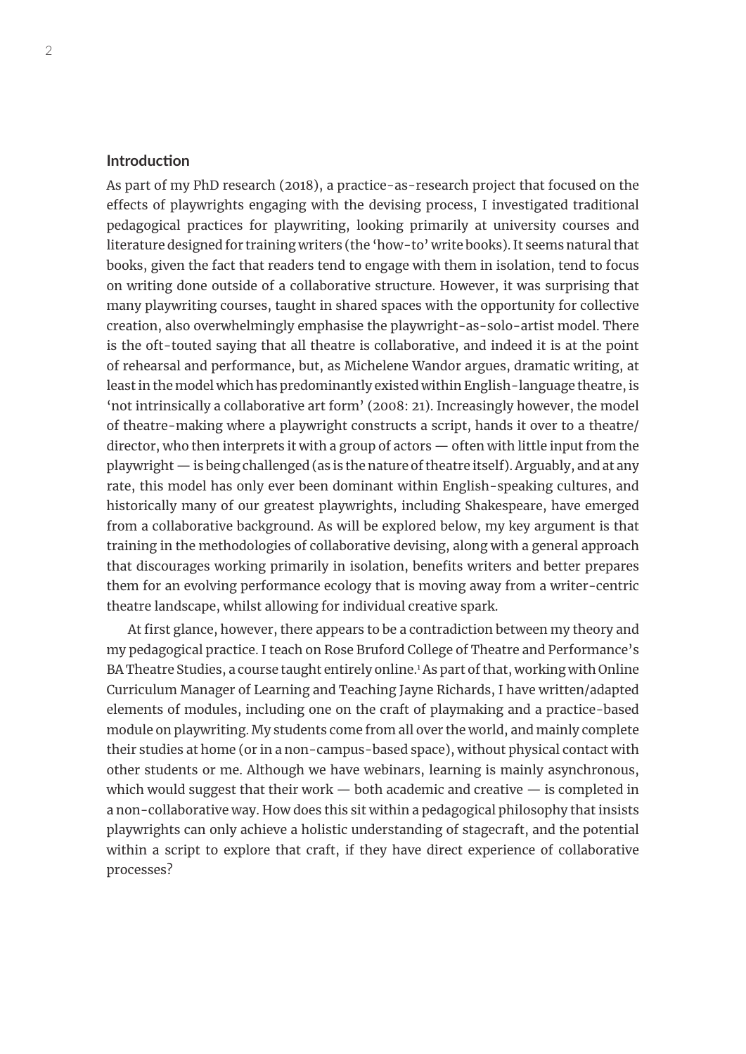## Introduction

As part of my PhD research (2018), a practice-as-research project that focused on the effects of playwrights engaging with the devising process, I investigated traditional pedagogical practices for playwriting, looking primarily at university courses and literature designed for training writers (the 'how-to' write books). It seems natural that books, given the fact that readers tend to engage with them in isolation, tend to focus on writing done outside of a collaborative structure. However, it was surprising that many playwriting courses, taught in shared spaces with the opportunity for collective creation, also overwhelmingly emphasise the playwright-as-solo-artist model. There is the oft-touted saying that all theatre is collaborative, and indeed it is at the point of rehearsal and performance, but, as Michelene Wandor argues, dramatic writing, at least in the model which has predominantly existed within English-language theatre, is 'not intrinsically a collaborative art form' (2008: 21). Increasingly however, the model of theatre-making where a playwright constructs a script, hands it over to a theatre/director, who then interprets it with a group of actors — often with little input from the playwright — is being challenged (as is the nature of theatre itself). Arguably, and at any rate, this model has only ever been dominant within English-speaking cultures, and historically many of our greatest playwrights, including Shakespeare, have emerged from a collaborative background. As will be explored below, my key argument is that training in the methodologies of collaborative devising, along with a general approach that discourages working primarily in isolation, benefits writers and better prepares them for an evolving performance ecology that is moving away from a writer-centric theatre landscape, whilst allowing for individual creative spark.

At first glance, however, there appears to be a contradiction between my theory and my pedagogical practice. I teach on Rose Bruford College of Theatre and Performance's BA Theatre Studies, a course taught entirely online.[1] As part of that, working with Online Curriculum Manager of Learning and Teaching Jayne Richards, I have written/adapted elements of modules, including one on the craft of playmaking and a practice-based module on playwriting. My students come from all over the world, and mainly complete their studies at home (or in a non-campus-based space), without physical contact with other students or me. Although we have webinars, learning is mainly asynchronous, which would suggest that their work — both academic and creative — is completed in a non-collaborative way. How does this sit within a pedagogical philosophy that insists playwrights can only achieve a holistic understanding of stagecraft, and the potential within a script to explore that craft, if they have direct experience of collaborative processes?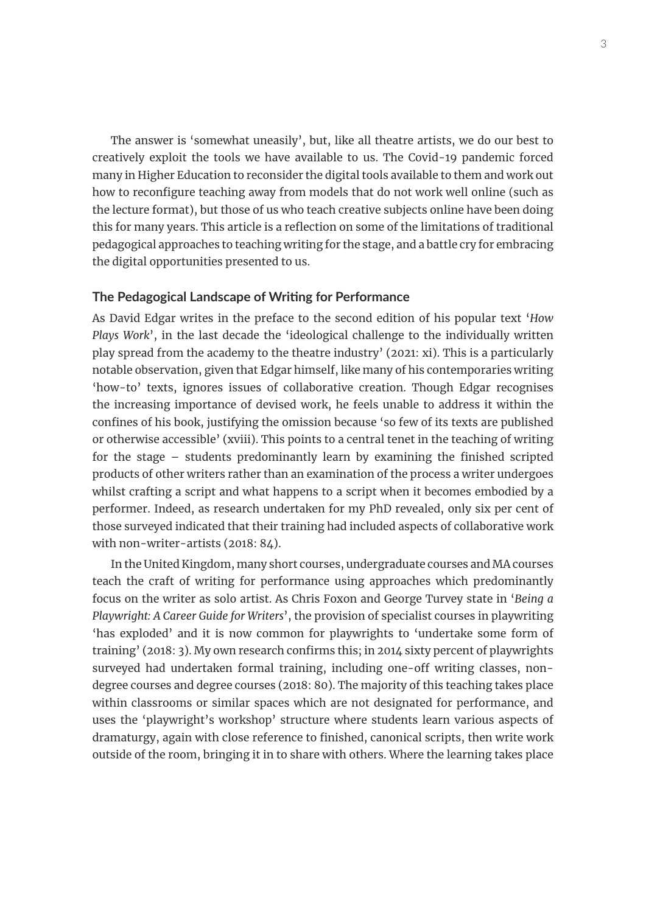The answer is 'somewhat uneasily', but, like all theatre artists, we do our best to creatively exploit the tools we have available to us. The Covid-19 pandemic forced many in Higher Education to reconsider the digital tools available to them and work out how to reconfigure teaching away from models that do not work well online (such as the lecture format), but those of us who teach creative subjects online have been doing this for many years. This article is a reflection on some of the limitations of traditional pedagogical approaches to teaching writing for the stage, and a battle cry for embracing the digital opportunities presented to us.

## The Pedagogical Landscape of Writing for Performance

As David Edgar writes in the preface to the second edition of his popular text '*How Plays Work*', in the last decade the 'ideological challenge to the individually written play spread from the academy to the theatre industry' (2021: xi). This is a particularly notable observation, given that Edgar himself, like many of his contemporaries writing 'how-to' texts, ignores issues of collaborative creation. Though Edgar recognises the increasing importance of devised work, he feels unable to address it within the confines of his book, justifying the omission because 'so few of its texts are published or otherwise accessible' (xviii). This points to a central tenet in the teaching of writing for the stage – students predominantly learn by examining the finished scripted products of other writers rather than an examination of the process a writer undergoes whilst crafting a script and what happens to a script when it becomes embodied by a performer. Indeed, as research undertaken for my PhD revealed, only six per cent of those surveyed indicated that their training had included aspects of collaborative work with non-writer-artists (2018: 84).

In the United Kingdom, many short courses, undergraduate courses and MA courses teach the craft of writing for performance using approaches which predominantly focus on the writer as solo artist. As Chris Foxon and George Turvey state in '*Being a Playwright: A Career Guide for Writers*', the provision of specialist courses in playwriting 'has exploded' and it is now common for playwrights to 'undertake some form of training' (2018: 3). My own research confirms this; in 2014 sixty percent of playwrights surveyed had undertaken formal training, including one-off writing classes, non-degree courses and degree courses (2018: 80). The majority of this teaching takes place within classrooms or similar spaces which are not designated for performance, and uses the 'playwright's workshop' structure where students learn various aspects of dramaturgy, again with close reference to finished, canonical scripts, then write work outside of the room, bringing it in to share with others. Where the learning takes place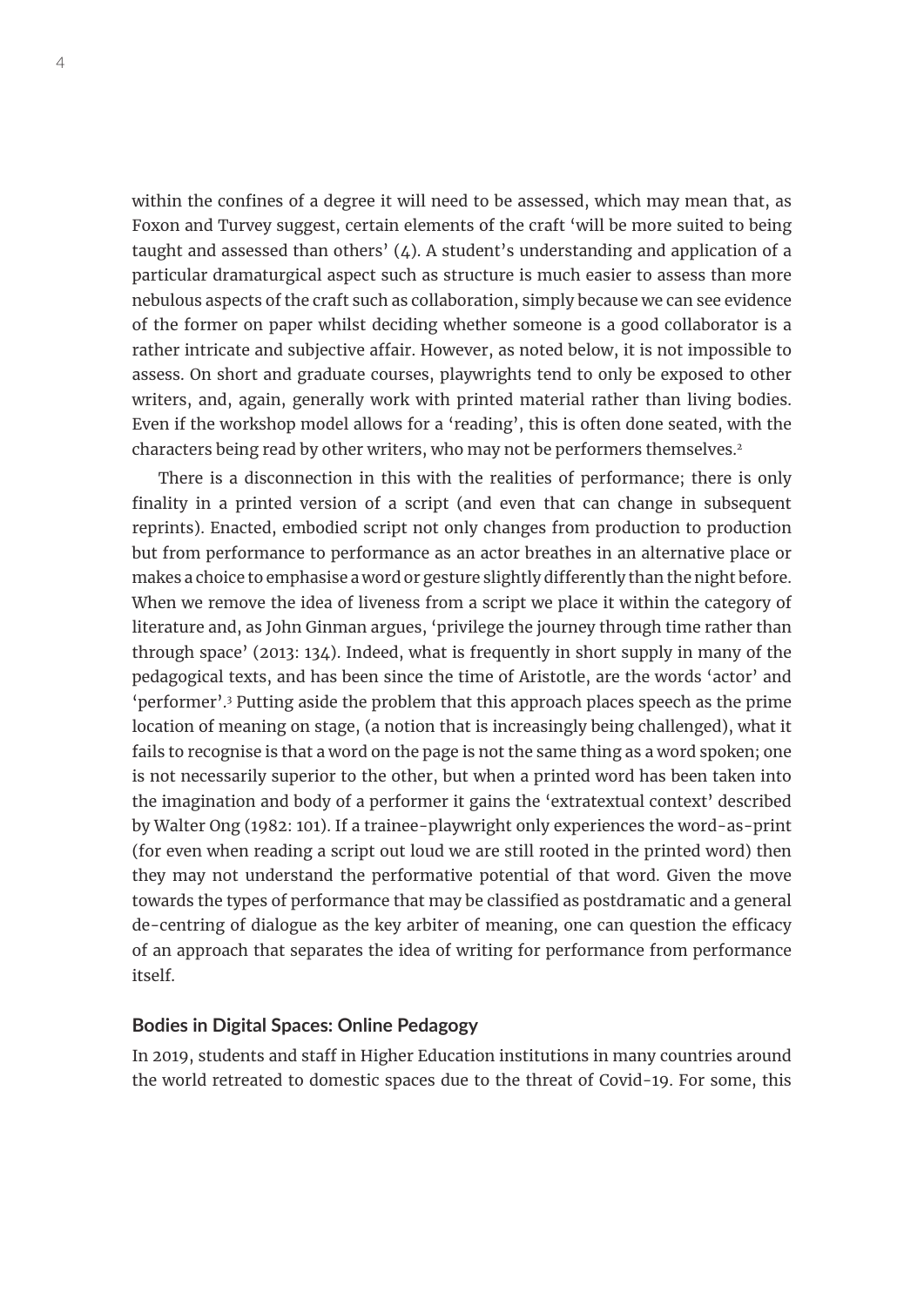within the confines of a degree it will need to be assessed, which may mean that, as Foxon and Turvey suggest, certain elements of the craft 'will be more suited to being taught and assessed than others' (4). A student's understanding and application of a particular dramaturgical aspect such as structure is much easier to assess than more nebulous aspects of the craft such as collaboration, simply because we can see evidence of the former on paper whilst deciding whether someone is a good collaborator is a rather intricate and subjective affair. However, as noted below, it is not impossible to assess. On short and graduate courses, playwrights tend to only be exposed to other writers, and, again, generally work with printed material rather than living bodies. Even if the workshop model allows for a 'reading', this is often done seated, with the characters being read by other writers, who may not be performers themselves.[2]

There is a disconnection in this with the realities of performance; there is only finality in a printed version of a script (and even that can change in subsequent reprints). Enacted, embodied script not only changes from production to production but from performance to performance as an actor breathes in an alternative place or makes a choice to emphasise a word or gesture slightly differently than the night before. When we remove the idea of liveness from a script we place it within the category of literature and, as John Ginman argues, 'privilege the journey through time rather than through space' (2013: 134). Indeed, what is frequently in short supply in many of the pedagogical texts, and has been since the time of Aristotle, are the words 'actor' and 'performer'.[3] Putting aside the problem that this approach places speech as the prime location of meaning on stage, (a notion that is increasingly being challenged), what it fails to recognise is that a word on the page is not the same thing as a word spoken; one is not necessarily superior to the other, but when a printed word has been taken into the imagination and body of a performer it gains the 'extratextual context' described by Walter Ong (1982: 101). If a trainee-playwright only experiences the word-as-print (for even when reading a script out loud we are still rooted in the printed word) then they may not understand the performative potential of that word. Given the move towards the types of performance that may be classified as postdramatic and a general de-centring of dialogue as the key arbiter of meaning, one can question the efficacy of an approach that separates the idea of writing for performance from performance itself.

### Bodies in Digital Spaces: Online Pedagogy

In 2019, students and staff in Higher Education institutions in many countries around the world retreated to domestic spaces due to the threat of Covid-19. For some, this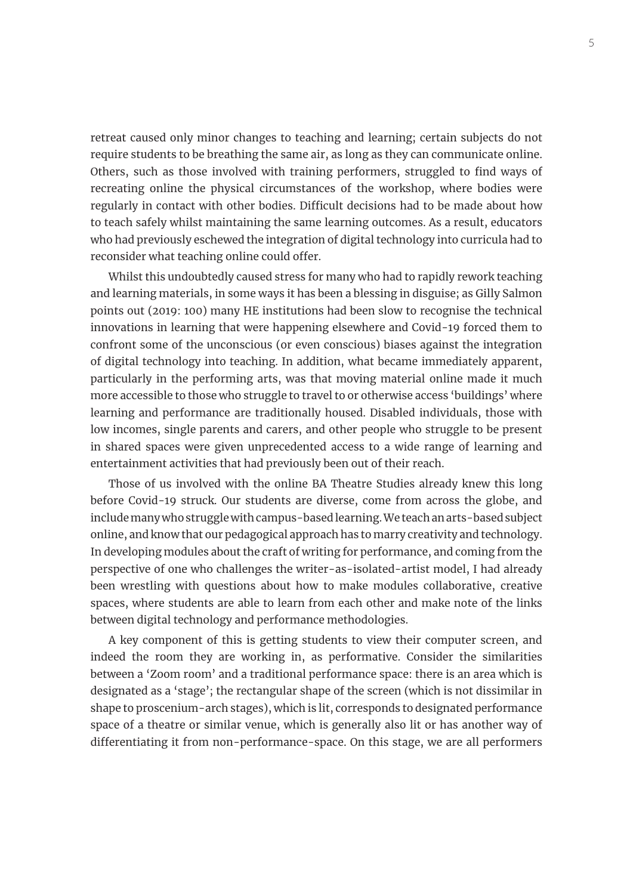retreat caused only minor changes to teaching and learning; certain subjects do not require students to be breathing the same air, as long as they can communicate online. Others, such as those involved with training performers, struggled to find ways of recreating online the physical circumstances of the workshop, where bodies were regularly in contact with other bodies. Difficult decisions had to be made about how to teach safely whilst maintaining the same learning outcomes. As a result, educators who had previously eschewed the integration of digital technology into curricula had to reconsider what teaching online could offer.

Whilst this undoubtedly caused stress for many who had to rapidly rework teaching and learning materials, in some ways it has been a blessing in disguise; as Gilly Salmon points out (2019: 100) many HE institutions had been slow to recognise the technical innovations in learning that were happening elsewhere and Covid-19 forced them to confront some of the unconscious (or even conscious) biases against the integration of digital technology into teaching. In addition, what became immediately apparent, particularly in the performing arts, was that moving material online made it much more accessible to those who struggle to travel to or otherwise access 'buildings' where learning and performance are traditionally housed. Disabled individuals, those with low incomes, single parents and carers, and other people who struggle to be present in shared spaces were given unprecedented access to a wide range of learning and entertainment activities that had previously been out of their reach.

Those of us involved with the online BA Theatre Studies already knew this long before Covid-19 struck. Our students are diverse, come from across the globe, and include many who struggle with campus-based learning. We teach an arts-based subject online, and know that our pedagogical approach has to marry creativity and technology. In developing modules about the craft of writing for performance, and coming from the perspective of one who challenges the writer-as-isolated-artist model, I had already been wrestling with questions about how to make modules collaborative, creative spaces, where students are able to learn from each other and make note of the links between digital technology and performance methodologies.

A key component of this is getting students to view their computer screen, and indeed the room they are working in, as performative. Consider the similarities between a 'Zoom room' and a traditional performance space: there is an area which is designated as a 'stage'; the rectangular shape of the screen (which is not dissimilar in shape to proscenium-arch stages), which is lit, corresponds to designated performance space of a theatre or similar venue, which is generally also lit or has another way of differentiating it from non-performance-space. On this stage, we are all performers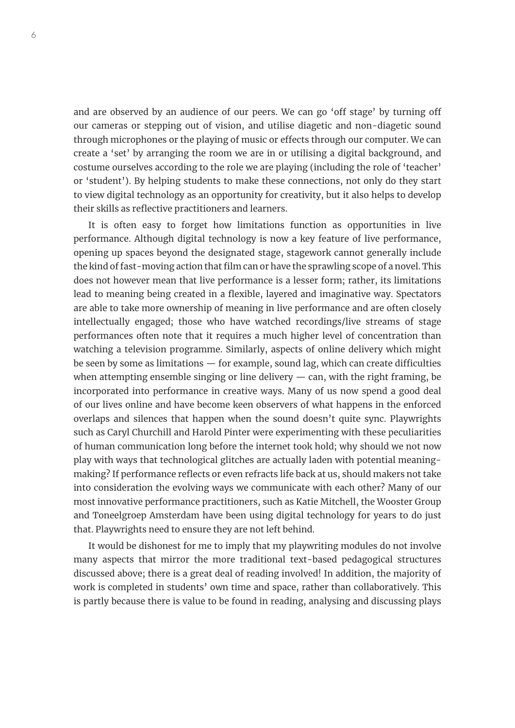and are observed by an audience of our peers. We can go 'off stage' by turning off our cameras or stepping out of vision, and utilise diagetic and non-diagetic sound through microphones or the playing of music or effects through our computer. We can create a 'set' by arranging the room we are in or utilising a digital background, and costume ourselves according to the role we are playing (including the role of 'teacher' or 'student'). By helping students to make these connections, not only do they start to view digital technology as an opportunity for creativity, but it also helps to develop their skills as reflective practitioners and learners.

It is often easy to forget how limitations function as opportunities in live performance. Although digital technology is now a key feature of live performance, opening up spaces beyond the designated stage, stagework cannot generally include the kind of fast-moving action that film can or have the sprawling scope of a novel. This does not however mean that live performance is a lesser form; rather, its limitations lead to meaning being created in a flexible, layered and imaginative way. Spectators are able to take more ownership of meaning in live performance and are often closely intellectually engaged; those who have watched recordings/live streams of stage performances often note that it requires a much higher level of concentration than watching a television programme. Similarly, aspects of online delivery which might be seen by some as limitations — for example, sound lag, which can create difficulties when attempting ensemble singing or line delivery — can, with the right framing, be incorporated into performance in creative ways. Many of us now spend a good deal of our lives online and have become keen observers of what happens in the enforced overlaps and silences that happen when the sound doesn't quite sync. Playwrights such as Caryl Churchill and Harold Pinter were experimenting with these peculiarities of human communication long before the internet took hold; why should we not now play with ways that technological glitches are actually laden with potential meaning-making? If performance reflects or even refracts life back at us, should makers not take into consideration the evolving ways we communicate with each other? Many of our most innovative performance practitioners, such as Katie Mitchell, the Wooster Group and Toneelgroep Amsterdam have been using digital technology for years to do just that. Playwrights need to ensure they are not left behind.

It would be dishonest for me to imply that my playwriting modules do not involve many aspects that mirror the more traditional text-based pedagogical structures discussed above; there is a great deal of reading involved! In addition, the majority of work is completed in students' own time and space, rather than collaboratively. This is partly because there is value to be found in reading, analysing and discussing plays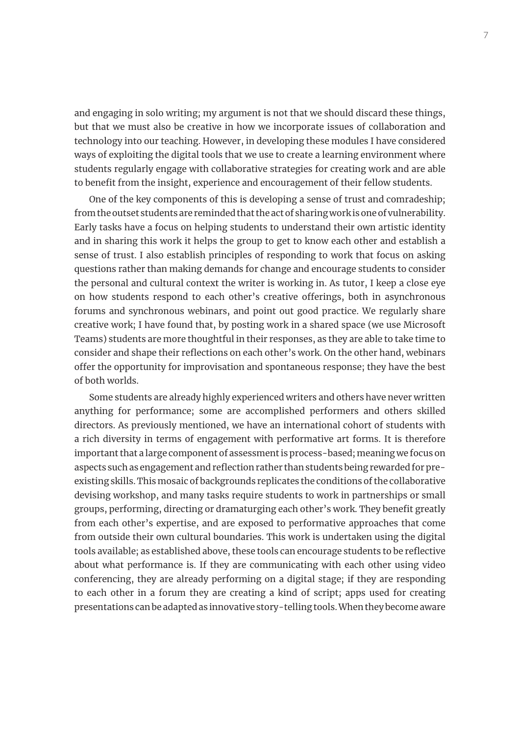and engaging in solo writing; my argument is not that we should discard these things, but that we must also be creative in how we incorporate issues of collaboration and technology into our teaching. However, in developing these modules I have considered ways of exploiting the digital tools that we use to create a learning environment where students regularly engage with collaborative strategies for creating work and are able to benefit from the insight, experience and encouragement of their fellow students.

One of the key components of this is developing a sense of trust and comradeship; from the outset students are reminded that the act of sharing work is one of vulnerability. Early tasks have a focus on helping students to understand their own artistic identity and in sharing this work it helps the group to get to know each other and establish a sense of trust. I also establish principles of responding to work that focus on asking questions rather than making demands for change and encourage students to consider the personal and cultural context the writer is working in. As tutor, I keep a close eye on how students respond to each other's creative offerings, both in asynchronous forums and synchronous webinars, and point out good practice. We regularly share creative work; I have found that, by posting work in a shared space (we use Microsoft Teams) students are more thoughtful in their responses, as they are able to take time to consider and shape their reflections on each other's work. On the other hand, webinars offer the opportunity for improvisation and spontaneous response; they have the best of both worlds.

Some students are already highly experienced writers and others have never written anything for performance; some are accomplished performers and others skilled directors. As previously mentioned, we have an international cohort of students with a rich diversity in terms of engagement with performative art forms. It is therefore important that a large component of assessment is process-based; meaning we focus on aspects such as engagement and reflection rather than students being rewarded for pre-existing skills. This mosaic of backgrounds replicates the conditions of the collaborative devising workshop, and many tasks require students to work in partnerships or small groups, performing, directing or dramaturging each other's work. They benefit greatly from each other's expertise, and are exposed to performative approaches that come from outside their own cultural boundaries. This work is undertaken using the digital tools available; as established above, these tools can encourage students to be reflective about what performance is. If they are communicating with each other using video conferencing, they are already performing on a digital stage; if they are responding to each other in a forum they are creating a kind of script; apps used for creating presentations can be adapted as innovative story-telling tools. When they become aware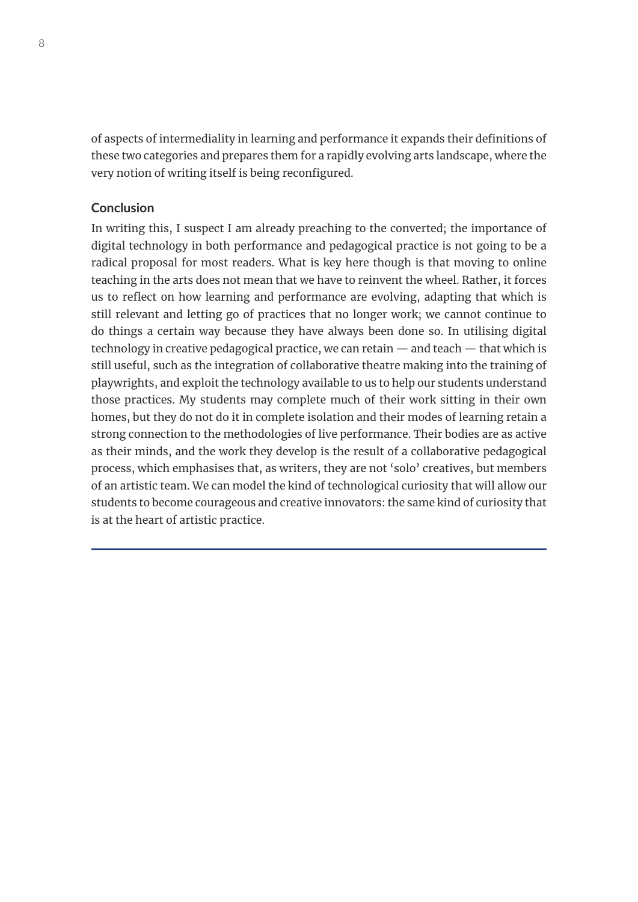of aspects of intermediality in learning and performance it expands their definitions of these two categories and prepares them for a rapidly evolving arts landscape, where the very notion of writing itself is being reconfigured.

## Conclusion

In writing this, I suspect I am already preaching to the converted; the importance of digital technology in both performance and pedagogical practice is not going to be a radical proposal for most readers. What is key here though is that moving to online teaching in the arts does not mean that we have to reinvent the wheel. Rather, it forces us to reflect on how learning and performance are evolving, adapting that which is still relevant and letting go of practices that no longer work; we cannot continue to do things a certain way because they have always been done so. In utilising digital technology in creative pedagogical practice, we can retain — and teach — that which is still useful, such as the integration of collaborative theatre making into the training of playwrights, and exploit the technology available to us to help our students understand those practices. My students may complete much of their work sitting in their own homes, but they do not do it in complete isolation and their modes of learning retain a strong connection to the methodologies of live performance. Their bodies are as active as their minds, and the work they develop is the result of a collaborative pedagogical process, which emphasises that, as writers, they are not 'solo' creatives, but members of an artistic team. We can model the kind of technological curiosity that will allow our students to become courageous and creative innovators: the same kind of curiosity that is at the heart of artistic practice.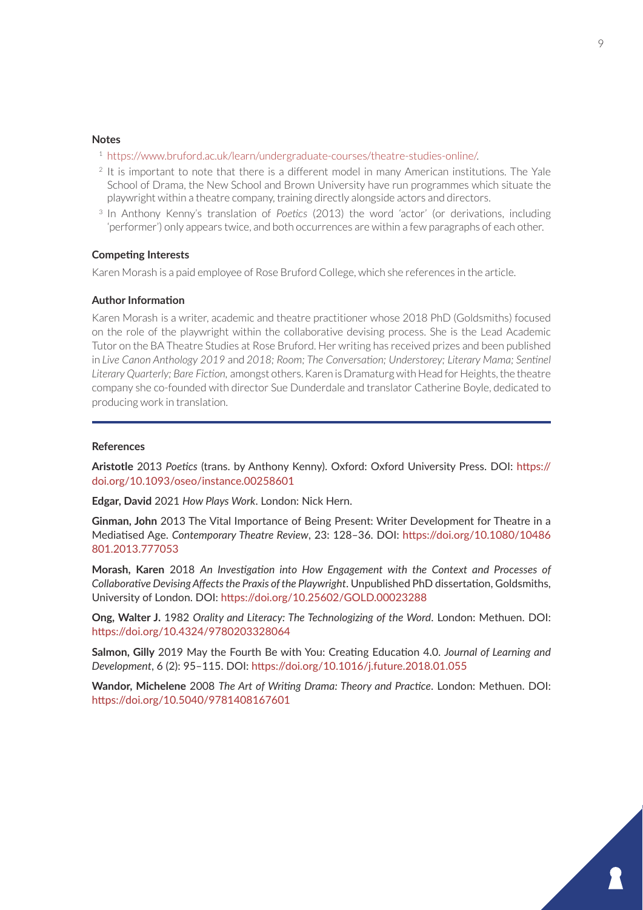### Notes

[1] https://www.bruford.ac.uk/learn/undergraduate-courses/theatre-studies-online/.

[2] It is important to note that there is a different model in many American institutions. The Yale School of Drama, the New School and Brown University have run programmes which situate the playwright within a theatre company, training directly alongside actors and directors.

[3] In Anthony Kenny's translation of *Poetics* (2013) the word 'actor' (or derivations, including 'performer') only appears twice, and both occurrences are within a few paragraphs of each other.

### Competing Interests

Karen Morash is a paid employee of Rose Bruford College, which she references in the article.

### Author Information

Karen Morash is a writer, academic and theatre practitioner whose 2018 PhD (Goldsmiths) focused on the role of the playwright within the collaborative devising process. She is the Lead Academic Tutor on the BA Theatre Studies at Rose Bruford. Her writing has received prizes and been published in *Live Canon Anthology 2019* and *2018; Room; The Conversation; Understorey; Literary Mama; Sentinel Literary Quarterly; Bare Fiction,* amongst others. Karen is Dramaturg with Head for Heights, the theatre company she co-founded with director Sue Dunderdale and translator Catherine Boyle, dedicated to producing work in translation.

### References

**Aristotle** 2013 *Poetics* (trans. by Anthony Kenny). Oxford: Oxford University Press. DOI: https://doi.org/10.1093/oseo/instance.00258601

**Edgar, David** 2021 *How Plays Work*. London: Nick Hern.

**Ginman, John** 2013 The Vital Importance of Being Present: Writer Development for Theatre in a Mediatised Age. *Contemporary Theatre Review*, 23: 128–36. DOI: https://doi.org/10.1080/10486801.2013.777053

**Morash, Karen** 2018 *An Investigation into How Engagement with the Context and Processes of Collaborative Devising Affects the Praxis of the Playwright*. Unpublished PhD dissertation, Goldsmiths, University of London. DOI: https://doi.org/10.25602/GOLD.00023288

**Ong, Walter J.** 1982 *Orality and Literacy: The Technologizing of the Word*. London: Methuen. DOI: https://doi.org/10.4324/9780203328064

**Salmon, Gilly** 2019 May the Fourth Be with You: Creating Education 4.0. *Journal of Learning and Development*, 6 (2): 95–115. DOI: https://doi.org/10.1016/j.future.2018.01.055

**Wandor, Michelene** 2008 *The Art of Writing Drama: Theory and Practice*. London: Methuen. DOI: https://doi.org/10.5040/9781408167601